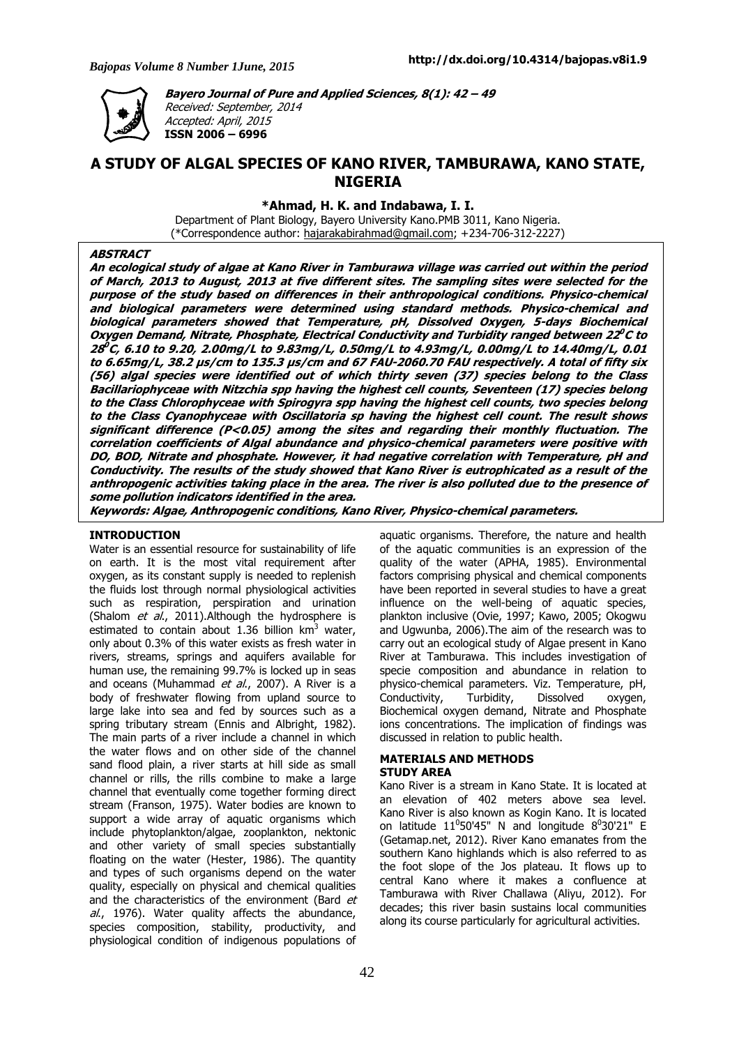**Bayero Journal of Pure and Applied Sciences, 8(1): 42 – 49**
Received: September, 2014
Accepted: April, 2015
**ISSN 2006 – 6996**

http://dx.doi.org/10.4314/bajopas.v8i1.9

# A STUDY OF ALGAL SPECIES OF KANO RIVER, TAMBURAWA, KANO STATE, NIGERIA

**\*Ahmad, H. K. and Indabawa, I. I.**

Department of Plant Biology, Bayero University Kano.PMB 3011, Kano Nigeria.
(\*Correspondence author: hajarakabirahmad@gmail.com; +234-706-312-2227)

## ABSTRACT

**An ecological study of algae at Kano River in Tamburawa village was carried out within the period of March, 2013 to August, 2013 at five different sites. The sampling sites were selected for the purpose of the study based on differences in their anthropological conditions. Physico-chemical and biological parameters were determined using standard methods. Physico-chemical and biological parameters showed that Temperature, pH, Dissolved Oxygen, 5-days Biochemical Oxygen Demand, Nitrate, Phosphate, Electrical Conductivity and Turbidity ranged between 22$^0$C to 28$^0$C, 6.10 to 9.20, 2.00mg/L to 9.83mg/L, 0.50mg/L to 4.93mg/L, 0.00mg/L to 14.40mg/L, 0.01 to 6.65mg/L, 38.2 µs/cm to 135.3 µs/cm and 67 FAU-2060.70 FAU respectively. A total of fifty six (56) algal species were identified out of which thirty seven (37) species belong to the Class Bacillariophyceae with Nitzchia spp having the highest cell counts, Seventeen (17) species belong to the Class Chlorophyceae with Spirogyra spp having the highest cell counts, two species belong to the Class Cyanophyceae with Oscillatoria sp having the highest cell count. The result shows significant difference (P<0.05) among the sites and regarding their monthly fluctuation. The correlation coefficients of Algal abundance and physico-chemical parameters were positive with DO, BOD, Nitrate and phosphate. However, it had negative correlation with Temperature, pH and Conductivity. The results of the study showed that Kano River is eutrophicated as a result of the anthropogenic activities taking place in the area. The river is also polluted due to the presence of some pollution indicators identified in the area.**

**Keywords: Algae, Anthropogenic conditions, Kano River, Physico-chemical parameters.**

## INTRODUCTION

Water is an essential resource for sustainability of life on earth. It is the most vital requirement after oxygen, as its constant supply is needed to replenish the fluids lost through normal physiological activities such as respiration, perspiration and urination (Shalom *et al*., 2011).Although the hydrosphere is estimated to contain about 1.36 billion km$^3$ water, only about 0.3% of this water exists as fresh water in rivers, streams, springs and aquifers available for human use, the remaining 99.7% is locked up in seas and oceans (Muhammad *et al*., 2007). A River is a body of freshwater flowing from upland source to large lake into sea and fed by sources such as a spring tributary stream (Ennis and Albright, 1982). The main parts of a river include a channel in which the water flows and on other side of the channel sand flood plain, a river starts at hill side as small channel or rills, the rills combine to make a large channel that eventually come together forming direct stream (Franson, 1975). Water bodies are known to support a wide array of aquatic organisms which include phytoplankton/algae, zooplankton, nektonic and other variety of small species substantially floating on the water (Hester, 1986). The quantity and types of such organisms depend on the water quality, especially on physical and chemical qualities and the characteristics of the environment (Bard *et al*., 1976). Water quality affects the abundance, species composition, stability, productivity, and physiological condition of indigenous populations of aquatic organisms. Therefore, the nature and health of the aquatic communities is an expression of the quality of the water (APHA, 1985). Environmental factors comprising physical and chemical components have been reported in several studies to have a great influence on the well-being of aquatic species, plankton inclusive (Ovie, 1997; Kawo, 2005; Okogwu and Ugwunba, 2006).The aim of the research was to carry out an ecological study of Algae present in Kano River at Tamburawa. This includes investigation of specie composition and abundance in relation to physico-chemical parameters. Viz. Temperature, pH, Conductivity, Turbidity, Dissolved oxygen, Biochemical oxygen demand, Nitrate and Phosphate ions concentrations. The implication of findings was discussed in relation to public health.

## MATERIALS AND METHODS

### STUDY AREA

Kano River is a stream in Kano State. It is located at an elevation of 402 meters above sea level. Kano River is also known as Kogin Kano. It is located on latitude 11$^0$50'45" N and longitude 8$^0$30'21" E (Getamap.net, 2012). River Kano emanates from the southern Kano highlands which is also referred to as the foot slope of the Jos plateau. It flows up to central Kano where it makes a confluence at Tamburawa with River Challawa (Aliyu, 2012). For decades; this river basin sustains local communities along its course particularly for agricultural activities.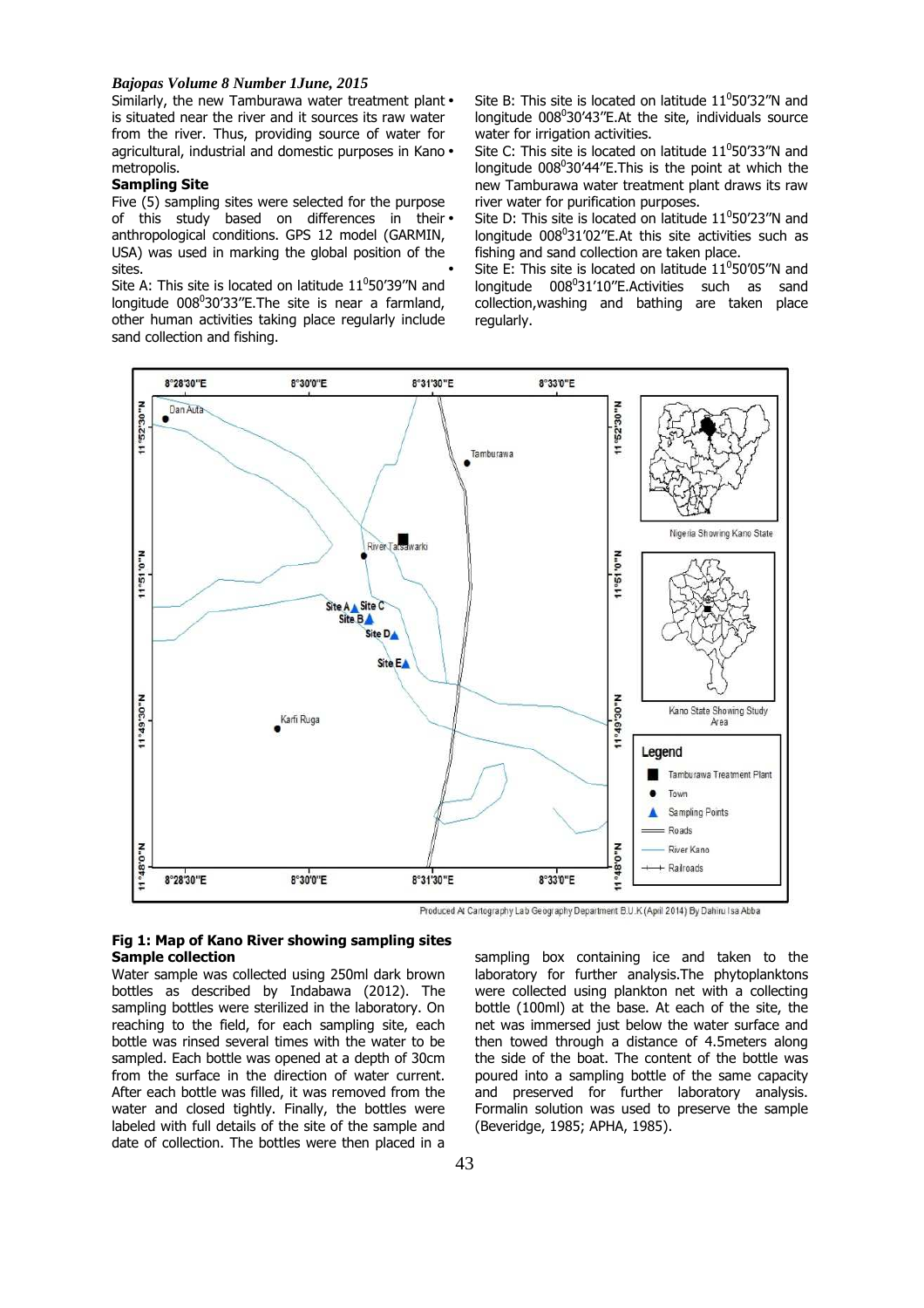Similarly, the new Tamburawa water treatment plant is situated near the river and it sources its raw water from the river. Thus, providing source of water for agricultural, industrial and domestic purposes in Kano metropolis.

**Sampling Site**

Five (5) sampling sites were selected for the purpose of this study based on differences in their anthropological conditions. GPS 12 model (GARMIN, USA) was used in marking the global position of the sites.

- Site A: This site is located on latitude $11^0$50'39"N and longitude $008^0$30'33"E.The site is near a farmland, other human activities taking place regularly include sand collection and fishing.
- Site B: This site is located on latitude $11^0$50'32"N and longitude $008^0$30'43"E.At the site, individuals source water for irrigation activities.
- Site C: This site is located on latitude $11^0$50'33"N and longitude $008^0$30'44"E.This is the point at which the new Tamburawa water treatment plant draws its raw river water for purification purposes.
- Site D: This site is located on latitude $11^0$50'23"N and longitude $008^0$31'02"E.At this site activities such as fishing and sand collection are taken place.
- Site E: This site is located on latitude $11^0$50'05"N and longitude $008^0$31'10"E.Activities such as sand collection,washing and bathing are taken place regularly.

Produced At Cartography Lab Geography Department B.U.K (April 2014) By Dahiru Isa Abba

**Fig 1: Map of Kano River showing sampling sites**

**Sample collection**

Water sample was collected using 250ml dark brown bottles as described by Indabawa (2012). The sampling bottles were sterilized in the laboratory. On reaching to the field, for each sampling site, each bottle was rinsed several times with the water to be sampled. Each bottle was opened at a depth of 30cm from the surface in the direction of water current. After each bottle was filled, it was removed from the water and closed tightly. Finally, the bottles were labeled with full details of the site of the sample and date of collection. The bottles were then placed in a sampling box containing ice and taken to the laboratory for further analysis.The phytoplanktons were collected using plankton net with a collecting bottle (100ml) at the base. At each of the site, the net was immersed just below the water surface and then towed through a distance of 4.5meters along the side of the boat. The content of the bottle was poured into a sampling bottle of the same capacity and preserved for further laboratory analysis. Formalin solution was used to preserve the sample (Beveridge, 1985; APHA, 1985).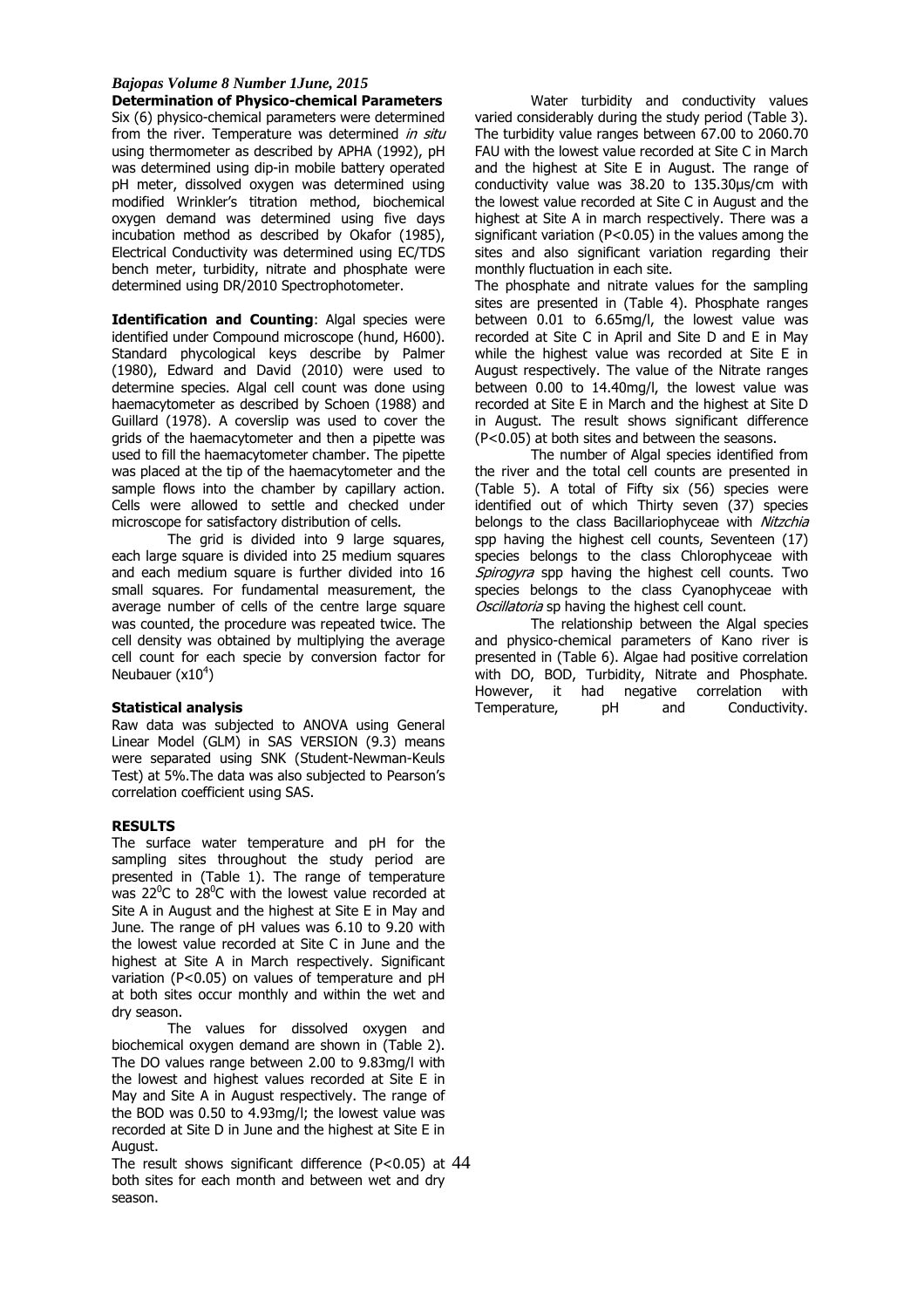**Determination of Physico-chemical Parameters**

Six (6) physico-chemical parameters were determined from the river. Temperature was determined *in situ* using thermometer as described by APHA (1992), pH was determined using dip-in mobile battery operated pH meter, dissolved oxygen was determined using modified Wrinkler's titration method, biochemical oxygen demand was determined using five days incubation method as described by Okafor (1985), Electrical Conductivity was determined using EC/TDS bench meter, turbidity, nitrate and phosphate were determined using DR/2010 Spectrophotometer.

**Identification and Counting**: Algal species were identified under Compound microscope (hund, H600). Standard phycological keys describe by Palmer (1980), Edward and David (2010) were used to determine species. Algal cell count was done using haemacytometer as described by Schoen (1988) and Guillard (1978). A coverslip was used to cover the grids of the haemacytometer and then a pipette was used to fill the haemacytometer chamber. The pipette was placed at the tip of the haemacytometer and the sample flows into the chamber by capillary action. Cells were allowed to settle and checked under microscope for satisfactory distribution of cells.

The grid is divided into 9 large squares, each large square is divided into 25 medium squares and each medium square is further divided into 16 small squares. For fundamental measurement, the average number of cells of the centre large square was counted, the procedure was repeated twice. The cell density was obtained by multiplying the average cell count for each specie by conversion factor for Neubauer ($x10^4$)

**Statistical analysis**

Raw data was subjected to ANOVA using General Linear Model (GLM) in SAS VERSION (9.3) means were separated using SNK (Student-Newman-Keuls Test) at 5%.The data was also subjected to Pearson's correlation coefficient using SAS.

**RESULTS**

The surface water temperature and pH for the sampling sites throughout the study period are presented in (Table 1). The range of temperature was $22^0$C to $28^0$C with the lowest value recorded at Site A in August and the highest at Site E in May and June. The range of pH values was 6.10 to 9.20 with the lowest value recorded at Site C in June and the highest at Site A in March respectively. Significant variation ($P<0.05$) on values of temperature and pH at both sites occur monthly and within the wet and dry season.

The values for dissolved oxygen and biochemical oxygen demand are shown in (Table 2). The DO values range between 2.00 to 9.83mg/l with the lowest and highest values recorded at Site E in May and Site A in August respectively. The range of the BOD was 0.50 to 4.93mg/l; the lowest value was recorded at Site D in June and the highest at Site E in August.

The result shows significant difference ($P<0.05$) at both sites for each month and between wet and dry season.

Water turbidity and conductivity values varied considerably during the study period (Table 3). The turbidity value ranges between 67.00 to 2060.70 FAU with the lowest value recorded at Site C in March and the highest at Site E in August. The range of conductivity value was 38.20 to 135.30µs/cm with the lowest value recorded at Site C in August and the highest at Site A in march respectively. There was a significant variation ($P<0.05$) in the values among the sites and also significant variation regarding their monthly fluctuation in each site.

The phosphate and nitrate values for the sampling sites are presented in (Table 4). Phosphate ranges between 0.01 to 6.65mg/l, the lowest value was recorded at Site C in April and Site D and E in May while the highest value was recorded at Site E in August respectively. The value of the Nitrate ranges between 0.00 to 14.40mg/l, the lowest value was recorded at Site E in March and the highest at Site D in August. The result shows significant difference ($P<0.05$) at both sites and between the seasons.

The number of Algal species identified from the river and the total cell counts are presented in (Table 5). A total of Fifty six (56) species were identified out of which Thirty seven (37) species belongs to the class Bacillariophyceae with *Nitzchia* spp having the highest cell counts, Seventeen (17) species belongs to the class Chlorophyceae with *Spirogyra* spp having the highest cell counts. Two species belongs to the class Cyanophyceae with *Oscillatoria* sp having the highest cell count.

The relationship between the Algal species and physico-chemical parameters of Kano river is presented in (Table 6). Algae had positive correlation with DO, BOD, Turbidity, Nitrate and Phosphate. However, it had negative correlation with Temperature, pH and Conductivity.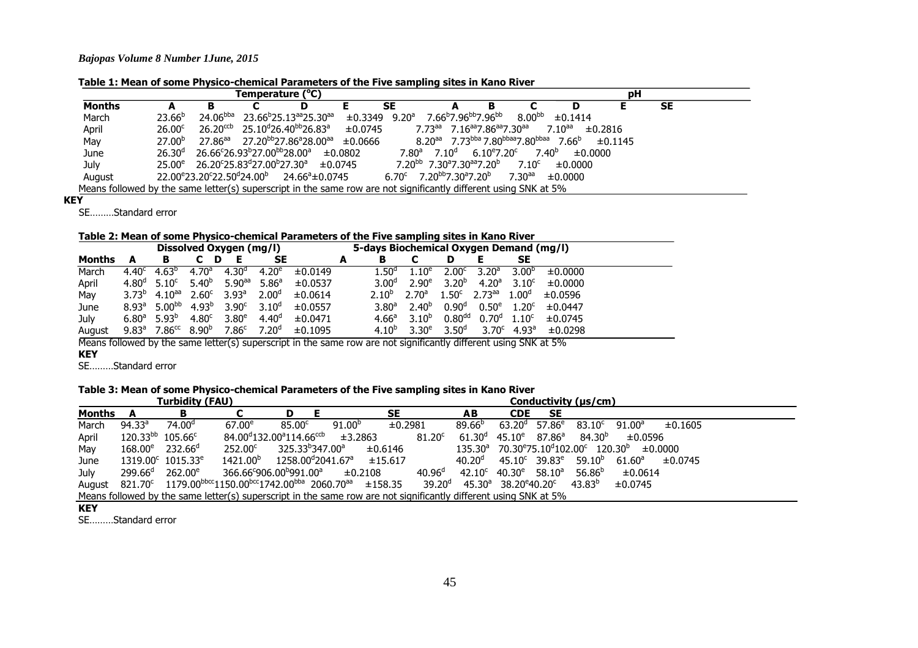**Table 1: Mean of some Physico-chemical Parameters of the Five sampling sites in Kano River**

| | Temperature (°C) | | | | | | pH | | | | | |
|---|---|---|---|---|---|---|---|---|---|---|---|---|
| **Months** | **A** | **B** | **C** | **D** | **E** | **SE** | **A** | **B** | **C** | **D** | **E** | **SE** |
| March | $23.66^{b}$ | $24.06^{bba}$ | $23.66^{b}$ | $25.13^{aa}$ | $25.30^{aa}$ | ±0.3349 | $9.20^{a}$ | $7.66^{b}$ | $7.96^{bb}$ | $7.96^{bb}$ | $8.00^{bb}$ | ±0.1414 |
| April | $26.00^{c}$ | $26.20^{ccb}$ | $25.10^{d}$ | $26.40^{bb}$ | $26.83^{a}$ | ±0.0745 | $7.73^{aa}$ | $7.16^{aa}$ | $7.86^{aa}$ | $7.30^{aa}$ | $7.10^{aa}$ | ±0.2816 |
| May | $27.00^{b}$ | $27.86^{aa}$ | $27.20^{bb}$ | $27.86^{a}$ | $28.00^{aa}$ | ±0.0666 | $8.20^{aa}$ | $7.73^{bba}$ | $7.80^{bbaa}$ | $7.80^{bbaa}$ | $7.66^{b}$ | ±0.1145 |
| June | $26.30^{d}$ | $26.66^{c}$ | $26.93^{b}$ | $27.00^{bb}$ | $28.00^{a}$ | ±0.0802 | $7.80^{a}$ | $7.10^{d}$ | $6.10^{e}$ | $7.20^{c}$ | $7.40^{b}$ | ±0.0000 |
| July | $25.00^{e}$ | $26.20^{c}$ | $25.83^{d}$ | $27.00^{b}$ | $27.30^{a}$ | ±0.0745 | $7.20^{bb}$ | $7.30^{a}$ | $7.30^{aa}$ | $7.20^{b}$ | $7.10^{c}$ | ±0.0000 |
| August | $22.00^{e}$ | $23.20^{c}$ | $22.50^{d}$ | $24.00^{b}$ | $24.66^{a}$ | ±0.0745 | $6.70^{c}$ | $7.20^{bb}$ | $7.30^{a}$ | $7.20^{b}$ | $7.30^{aa}$ | ±0.0000 |

Means followed by the same letter(s) superscript in the same row are not significantly different using SNK at 5%

**KEY**

SE………Standard error

**Table 2: Mean of some Physico-chemical Parameters of the Five sampling sites in Kano River**

| | Dissolved Oxygen (mg/l) | | | | | | 5-days Biochemical Oxygen Demand (mg/l) | | | | | |
|---|---|---|---|---|---|---|---|---|---|---|---|---|
| **Months** | **A** | **B** | **C** | **D** | **E** | **SE** | **A** | **B** | **C** | **D** | **E** | **SE** |
| March | $4.40^{c}$ | $4.63^{b}$ | $4.70^{a}$ | $4.30^{d}$ | $4.20^{e}$ | ±0.0149 | $1.50^{d}$ | $1.10^{e}$ | $2.00^{c}$ | $3.20^{a}$ | $3.00^{b}$ | ±0.0000 |
| April | $4.80^{d}$ | $5.10^{c}$ | $5.40^{b}$ | $5.90^{aa}$ | $5.86^{a}$ | ±0.0537 | $3.00^{d}$ | $2.90^{e}$ | $3.20^{b}$ | $4.20^{a}$ | $3.10^{c}$ | ±0.0000 |
| May | $3.73^{b}$ | $4.10^{aa}$ | $2.60^{c}$ | $3.93^{a}$ | $2.00^{d}$ | ±0.0614 | $2.10^{b}$ | $2.70^{a}$ | $1.50^{c}$ | $2.73^{aa}$ | $1.00^{d}$ | ±0.0596 |
| June | $8.93^{a}$ | $5.00^{bb}$ | $4.93^{b}$ | $3.90^{c}$ | $3.10^{d}$ | ±0.0557 | $3.80^{a}$ | $2.40^{b}$ | $0.90^{d}$ | $0.50^{e}$ | $1.20^{c}$ | ±0.0447 |
| July | $6.80^{a}$ | $5.93^{b}$ | $4.80^{c}$ | $3.80^{e}$ | $4.40^{d}$ | ±0.0471 | $4.66^{a}$ | $3.10^{b}$ | $0.80^{dd}$ | $0.70^{d}$ | $1.10^{c}$ | ±0.0745 |
| August | $9.83^{a}$ | $7.86^{cc}$ | $8.90^{b}$ | $7.86^{c}$ | $7.20^{d}$ | ±0.1095 | $4.10^{b}$ | $3.30^{e}$ | $3.50^{d}$ | $3.70^{c}$ | $4.93^{a}$ | ±0.0298 |

Means followed by the same letter(s) superscript in the same row are not significantly different using SNK at 5%

**KEY**

SE………Standard error

**Table 3: Mean of some Physico-chemical Parameters of the Five sampling sites in Kano River**

| | Turbidity (FAU) | | | | | | Conductivity (µs/cm) | | | | | |
|---|---|---|---|---|---|---|---|---|---|---|---|---|
| **Months** | **A** | **B** | **C** | **D** | **E** | **SE** | **A** | **B** | **C** | **D** | **E** | **SE** |
| March | $94.33^{a}$ | $74.00^{d}$ | $67.00^{e}$ | $85.00^{c}$ | $91.00^{b}$ | ±0.2981 | $89.66^{b}$ | $63.20^{d}$ | $57.86^{e}$ | $83.10^{c}$ | $91.00^{a}$ | ±0.1605 |
| April | $120.33^{bb}$ | $105.66^{c}$ | $84.00^{d}$ | $132.00^{a}$ | $114.66^{ccb}$ | ±3.2863 | $81.20^{c}$ | $61.30^{d}$ | $45.10^{e}$ | $87.86^{a}$ | $84.30^{b}$ | ±0.0596 |
| May | $168.00^{e}$ | $232.66^{d}$ | $252.00^{c}$ | $325.33^{b}$ | $347.00^{a}$ | ±0.6146 | $135.30^{a}$ | $70.30^{e}$ | $75.10^{d}$ | $102.00^{c}$ | $120.30^{b}$ | ±0.0000 |
| June | $1319.00^{c}$ | $1015.33^{e}$ | $1421.00^{b}$ | $1258.00^{d}$ | $2041.67^{a}$ | ±15.617 | $40.20^{d}$ | $45.10^{c}$ | $39.83^{e}$ | $59.10^{b}$ | $61.60^{a}$ | ±0.0745 |
| July | $299.66^{d}$ | $262.00^{e}$ | $366.66^{c}$ | $906.00^{b}$ | $991.00^{a}$ | ±0.2108 | $40.96^{d}$ | $42.10^{c}$ | $40.30^{e}$ | $58.10^{a}$ | $56.86^{b}$ | ±0.0614 |
| August | $821.70^{c}$ | $1179.00^{bbcc}$ | $1150.00^{bcc}$ | $1742.00^{bba}$ | $2060.70^{aa}$ | ±158.35 | $39.20^{d}$ | $45.30^{a}$ | $38.20^{e}$ | $40.20^{c}$ | $43.83^{b}$ | ±0.0745 |

Means followed by the same letter(s) superscript in the same row are not significantly different using SNK at 5%

**KEY**

SE………Standard error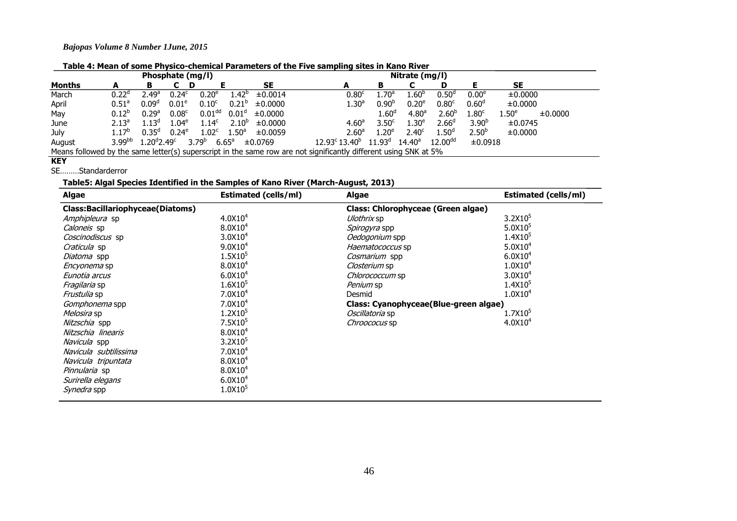**Table 4: Mean of some Physico-chemical Parameters of the Five sampling sites in Kano River**

| | Phosphate (mg/l) | | | | | | Nitrate (mg/l) | | | | | |
|---|---|---|---|---|---|---|---|---|---|---|---|---|
| **Months** | **A** | **B** | **C** | **D** | **E** | **SE** | **A** | **B** | **C** | **D** | **E** | **SE** |
| March | $0.22^{d}$ | $2.49^{a}$ | $0.24^{c}$ | $0.20^{e}$ | $1.42^{b}$ | ±0.0014 | $0.80^{c}$ | $1.70^{a}$ | $1.60^{b}$ | $0.50^{d}$ | $0.00^{e}$ | ±0.0000 |
| April | $0.51^{a}$ | $0.09^{d}$ | $0.01^{e}$ | $0.10^{c}$ | $0.21^{b}$ | ±0.0000 | $1.30^{a}$ | $0.90^{b}$ | $0.20^{e}$ | $0.80^{c}$ | $0.60^{d}$ | ±0.0000 |
| May | $0.12^{b}$ | $0.29^{a}$ | $0.08^{c}$ | $0.01^{dd}$ | $0.01^{d}$ | ±0.0000 | $1.60^{d}$ | $4.80^{a}$ | $2.60^{b}$ | $1.80^{c}$ | $1.50^{e}$ | ±0.0000 |
| June | $2.13^{a}$ | $1.13^{d}$ | $1.04^{e}$ | $1.14^{c}$ | $2.10^{b}$ | ±0.0000 | $4.60^{a}$ | $3.50^{c}$ | $1.30^{e}$ | $2.66^{d}$ | $3.90^{b}$ | ±0.0745 |
| July | $1.17^{b}$ | $0.35^{d}$ | $0.24^{e}$ | $1.02^{c}$ | $1.50^{a}$ | ±0.0059 | $2.60^{a}$ | $1.20^{e}$ | $2.40^{c}$ | $1.50^{d}$ | $2.50^{b}$ | ±0.0000 |
| August | $3.99^{bb}$ | $1.20^{d}$ | $2.49^{c}$ | $3.79^{b}$ | $6.65^{a}$ | ±0.0769 | $12.93^{c}$ | $13.40^{b}$ | $11.93^{d}$ | $14.40^{a}$ | $12.00^{dd}$ | ±0.0918 |

Means followed by the same letter(s) superscript in the same row are not significantly different using SNK at 5%

**KEY**

SE………Standarderror

**Table5: Algal Species Identified in the Samples of Kano River (March-August, 2013)**

| **Algae** | **Estimated (cells/ml)** | **Algae** | **Estimated (cells/ml)** |
|---|---|---|---|
| **Class:Bacillariophyceae(Diatoms)** | | **Class: Chlorophyceae (Green algae)** | |
| *Amphipleura* sp | $4.0X10^{4}$ | *Ulothrix* sp | $3.2X10^{5}$ |
| *Caloneis* sp | $8.0X10^{4}$ | *Spirogyra* spp | $5.0X10^{5}$ |
| *Coscinodiscus* sp | $3.0X10^{4}$ | *Oedogonium* spp | $1.4X10^{5}$ |
| *Craticula* sp | $9.0X10^{4}$ | *Haematococcus* sp | $5.0X10^{4}$ |
| *Diatoma* spp | $1.5X10^{5}$ | *Cosmarium* spp | $6.0X10^{4}$ |
| *Encyonema* sp | $8.0X10^{4}$ | *Closterium* sp | $1.0X10^{4}$ |
| *Eunotia arcus* | $6.0X10^{4}$ | *Chlorococcum* sp | $3.0X10^{4}$ |
| *Fragilaria* sp | $1.6X10^{5}$ | *Penium* sp | $1.4X10^{5}$ |
| *Frustulia* sp | $7.0X10^{4}$ | Desmid | $1.0X10^{4}$ |
| *Gomphonema* spp | $7.0X10^{4}$ | **Class: Cyanophyceae(Blue-green algae)** | |
| *Melosira* sp | $1.2X10^{5}$ | *Oscillatoria* sp | $1.7X10^{5}$ |
| *Nitzschia* spp | $7.5X10^{5}$ | *Chroococus* sp | $4.0X10^{4}$ |
| *Nitzschia linearis* | $8.0X10^{4}$ | | |
| *Navicula* spp | $3.2X10^{5}$ | | |
| *Navicula subtilissima* | $7.0X10^{4}$ | | |
| *Navicula tripuntata* | $8.0X10^{4}$ | | |
| *Pinnularia* sp | $8.0X10^{4}$ | | |
| *Surirella elegans* | $6.0X10^{4}$ | | |
| *Synedra* spp | $1.0X10^{5}$ | | |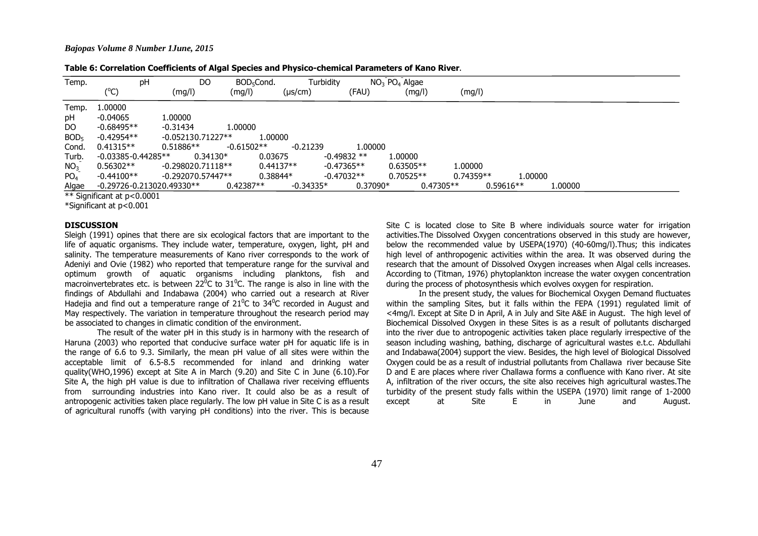**Table 6: Correlation Coefficients of Algal Species and Physico-chemical Parameters of Kano River**.

| | Temp. ($^oC$) | pH | DO (mg/l) | $BOD_5$ (mg/l) | Cond. (µs/cm) | Turbidity (FAU) | $NO_3^-$ (mg/l) | $PO_4^-$ (mg/l) | Algae |
|---|---|---|---|---|---|---|---|---|---|
| Temp. | 1.00000 | | | | | | | | |
| pH | -0.04065 | 1.00000 | | | | | | | |
| DO | -0.68495** | -0.31434 | 1.00000 | | | | | | |
| $BOD_5$ | -0.42954** | -0.05213 | 0.71227** | 1.00000 | | | | | |
| Cond. | 0.41315** | 0.51886** | -0.61502** | -0.21239 | 1.00000 | | | | |
| Turb. | -0.03385 | -0.44285** | 0.34130* | 0.03675 | -0.49832 ** | 1.00000 | | | |
| $NO_3^-$ | 0.56302** | -0.29802 | 0.71118** | 0.44137** | -0.47365** | 0.63505** | 1.00000 | | |
| $PO_4$ | -0.44100** | -0.29207 | 0.57447** | 0.38844* | -0.47032** | 0.70525** | 0.74359** | 1.00000 | |
| Algae | -0.29726 | -0.21302 | 0.49330** | 0.42387** | -0.34335* | 0.37090* | 0.47305** | 0.59616** | 1.00000 |

** Significant at $p<0.0001$

*Significant at $p<0.001$

## DISCUSSION

Sleigh (1991) opines that there are six ecological factors that are important to the life of aquatic organisms. They include water, temperature, oxygen, light, pH and salinity. The temperature measurements of Kano river corresponds to the work of Adeniyi and Ovie (1982) who reported that temperature range for the survival and optimum growth of aquatic organisms including planktons, fish and macroinvertebrates etc. is between $22^0C$ to $31^0C$. The range is also in line with the findings of Abdullahi and Indabawa (2004) who carried out a research at River Hadejia and find out a temperature range of $21^0C$ to $34^0C$ recorded in August and May respectively. The variation in temperature throughout the research period may be associated to changes in climatic condition of the environment.

The result of the water pH in this study is in harmony with the research of Haruna (2003) who reported that conducive surface water pH for aquatic life is in the range of 6.6 to 9.3. Similarly, the mean pH value of all sites were within the acceptable limit of 6.5-8.5 recommended for inland and drinking water quality(WHO,1996) except at Site A in March (9.20) and Site C in June (6.10).For Site A, the high pH value is due to infiltration of Challawa river receiving effluents from surrounding industries into Kano river. It could also be as a result of antropogenic activities taken place regularly. The low pH value in Site C is as a result of agricultural runoffs (with varying pH conditions) into the river. This is because Site C is located close to Site B where individuals source water for irrigation activities.The Dissolved Oxygen concentrations observed in this study are however, below the recommended value by USEPA(1970) (40-60mg/l).Thus; this indicates high level of anthropogenic activities within the area. It was observed during the research that the amount of Dissolved Oxygen increases when Algal cells increases. According to (Titman, 1976) phytoplankton increase the water oxygen concentration during the process of photosynthesis which evolves oxygen for respiration.

In the present study, the values for Biochemical Oxygen Demand fluctuates within the sampling Sites, but it falls within the FEPA (1991) regulated limit of <4mg/l. Except at Site D in April, A in July and Site A&E in August. The high level of Biochemical Dissolved Oxygen in these Sites is as a result of pollutants discharged into the river due to antropogenic activities taken place regularly irrespective of the season including washing, bathing, discharge of agricultural wastes e.t.c. Abdullahi and Indabawa(2004) support the view. Besides, the high level of Biological Dissolved Oxygen could be as a result of industrial pollutants from Challawa river because Site D and E are places where river Challawa forms a confluence with Kano river. At site A, infiltration of the river occurs, the site also receives high agricultural wastes.The turbidity of the present study falls within the USEPA (1970) limit range of 1-2000 except at Site E in June and August.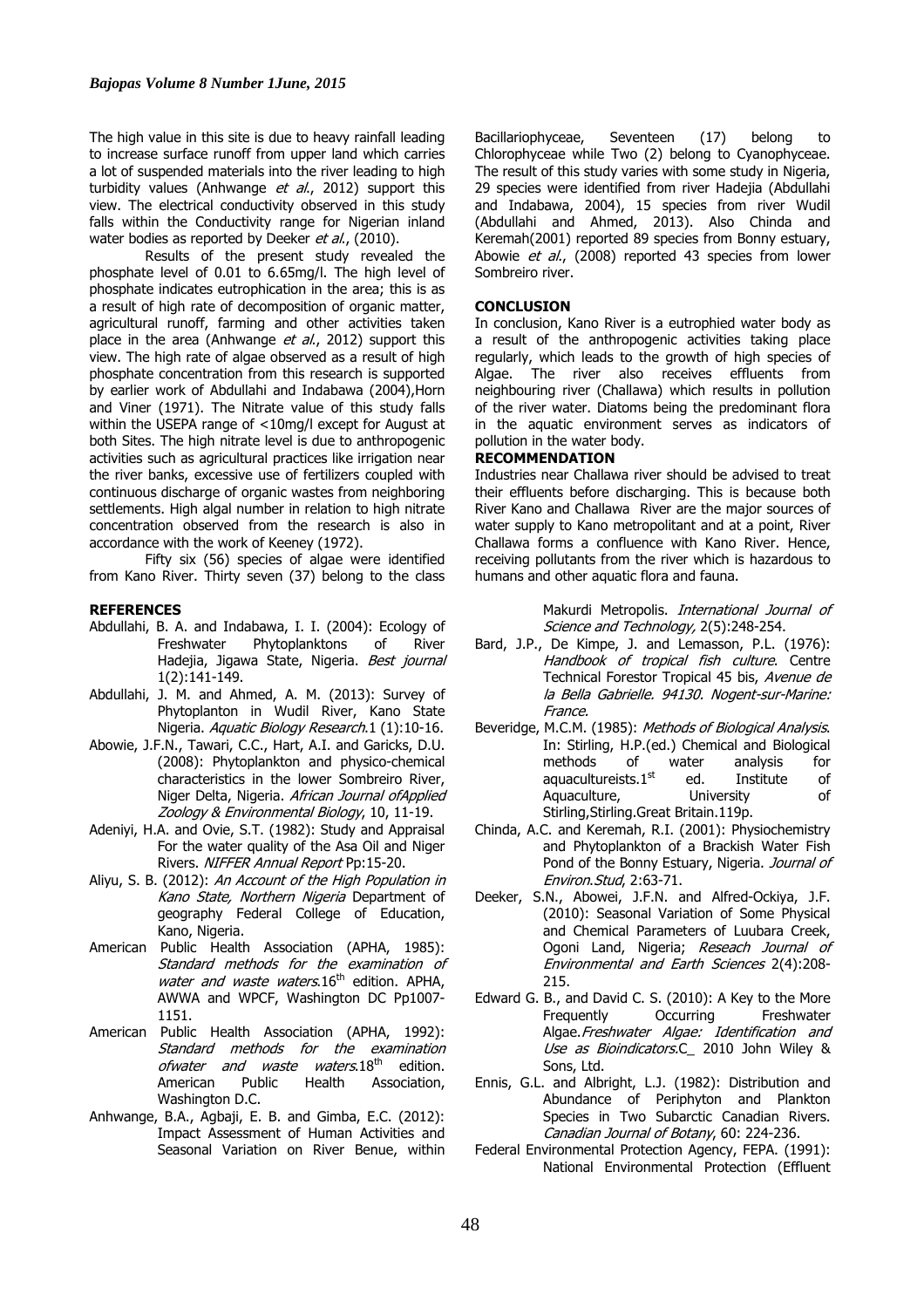The high value in this site is due to heavy rainfall leading to increase surface runoff from upper land which carries a lot of suspended materials into the river leading to high turbidity values (Anhwange *et al*., 2012) support this view. The electrical conductivity observed in this study falls within the Conductivity range for Nigerian inland water bodies as reported by Deeker *et al*., (2010).

Results of the present study revealed the phosphate level of 0.01 to 6.65mg/l. The high level of phosphate indicates eutrophication in the area; this is as a result of high rate of decomposition of organic matter, agricultural runoff, farming and other activities taken place in the area (Anhwange *et al*., 2012) support this view. The high rate of algae observed as a result of high phosphate concentration from this research is supported by earlier work of Abdullahi and Indabawa (2004),Horn and Viner (1971). The Nitrate value of this study falls within the USEPA range of <10mg/l except for August at both Sites. The high nitrate level is due to anthropogenic activities such as agricultural practices like irrigation near the river banks, excessive use of fertilizers coupled with continuous discharge of organic wastes from neighboring settlements. High algal number in relation to high nitrate concentration observed from the research is also in accordance with the work of Keeney (1972).

Fifty six (56) species of algae were identified from Kano River. Thirty seven (37) belong to the class Bacillariophyceae, Seventeen (17) belong to Chlorophyceae while Two (2) belong to Cyanophyceae. The result of this study varies with some study in Nigeria, 29 species were identified from river Hadejia (Abdullahi and Indabawa, 2004), 15 species from river Wudil (Abdullahi and Ahmed, 2013). Also Chinda and Keremah(2001) reported 89 species from Bonny estuary, Abowie *et al*., (2008) reported 43 species from lower Sombreiro river.

## CONCLUSION

In conclusion, Kano River is a eutrophied water body as a result of the anthropogenic activities taking place regularly, which leads to the growth of high species of Algae. The river also receives effluents from neighbouring river (Challawa) which results in pollution of the river water. Diatoms being the predominant flora in the aquatic environment serves as indicators of pollution in the water body.

## RECOMMENDATION

Industries near Challawa river should be advised to treat their effluents before discharging. This is because both River Kano and Challawa River are the major sources of water supply to Kano metropolitant and at a point, River Challawa forms a confluence with Kano River. Hence, receiving pollutants from the river which is hazardous to humans and other aquatic flora and fauna.

## REFERENCES

Abdullahi, B. A. and Indabawa, I. I. (2004): Ecology of Freshwater Phytoplanktons of River Hadejia, Jigawa State, Nigeria. *Best journal* 1(2):141-149.

Abdullahi, J. M. and Ahmed, A. M. (2013): Survey of Phytoplanton in Wudil River, Kano State Nigeria. *Aquatic Biology Research*.1 (1):10-16.

Abowie, J.F.N., Tawari, C.C., Hart, A.I. and Garicks, D.U. (2008): Phytoplankton and physico-chemical characteristics in the lower Sombreiro River, Niger Delta, Nigeria. *African Journal ofApplied Zoology & Environmental Biology*, 10, 11-19.

Adeniyi, H.A. and Ovie, S.T. (1982): Study and Appraisal For the water quality of the Asa Oil and Niger Rivers. *NIFFER Annual Report* Pp:15-20.

Aliyu, S. B. (2012): *An Account of the High Population in Kano State, Northern Nigeria* Department of geography Federal College of Education, Kano, Nigeria.

American Public Health Association (APHA, 1985): *Standard methods for the examination of water and waste waters*.16th edition. APHA, AWWA and WPCF, Washington DC Pp1007-1151.

American Public Health Association (APHA, 1992): *Standard methods for the examination ofwater and waste waters*.18th edition. American Public Health Association, Washington D.C.

Anhwange, B.A., Agbaji, E. B. and Gimba, E.C. (2012): Impact Assessment of Human Activities and Seasonal Variation on River Benue, within Makurdi Metropolis. *International Journal of Science and Technology,* 2(5):248-254.

Bard, J.P., De Kimpe, J. and Lemasson, P.L. (1976): *Handbook of tropical fish culture*. Centre Technical Forestor Tropical 45 bis, *Avenue de la Bella Gabrielle. 94130. Nogent-sur-Marine: France*.

Beveridge, M.C.M. (1985): *Methods of Biological Analysis*. In: Stirling, H.P.(ed.) Chemical and Biological methods of water analysis for aquacultureists.1st ed. Institute of Aquaculture, University of Stirling,Stirling.Great Britain.119p.

Chinda, A.C. and Keremah, R.I. (2001): Physiochemistry and Phytoplankton of a Brackish Water Fish Pond of the Bonny Estuary, Nigeria. *Journal of Environ.Stud*, 2:63-71.

Deeker, S.N., Abowei, J.F.N. and Alfred-Ockiya, J.F. (2010): Seasonal Variation of Some Physical and Chemical Parameters of Luubara Creek, Ogoni Land, Nigeria; *Reseach Journal of Environmental and Earth Sciences* 2(4):208-215.

Edward G. B., and David C. S. (2010): A Key to the More Frequently Occurring Freshwater Algae.*Freshwater Algae: Identification and Use as Bioindicators*.C_ 2010 John Wiley & Sons, Ltd.

Ennis, G.L. and Albright, L.J. (1982): Distribution and Abundance of Periphyton and Plankton Species in Two Subarctic Canadian Rivers. *Canadian Journal of Botany*, 60: 224-236.

Federal Environmental Protection Agency, FEPA. (1991): National Environmental Protection (Effluent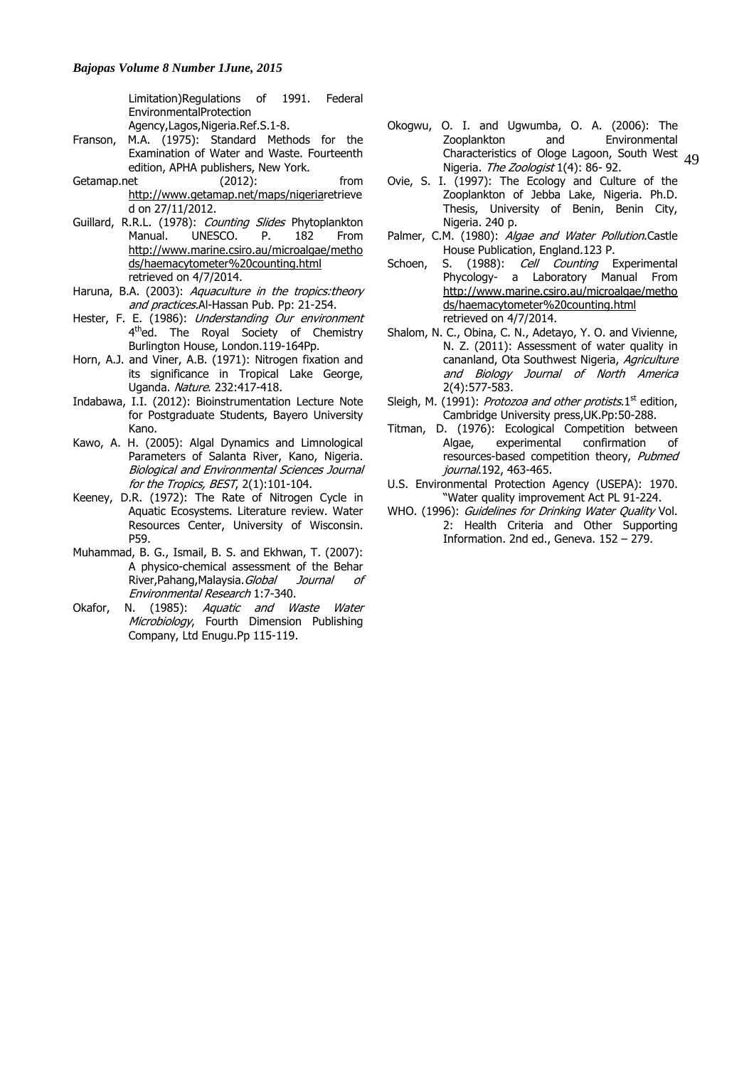Limitation)Regulations of 1991. Federal EnvironmentalProtection Agency,Lagos,Nigeria.Ref.S.1-8.

Franson, M.A. (1975): Standard Methods for the Examination of Water and Waste. Fourteenth edition, APHA publishers, New York.

Getamap.net (2012): from http://www.getamap.net/maps/nigeriaretrieved on 27/11/2012.

Guillard, R.R.L. (1978): *Counting Slides* Phytoplankton Manual. UNESCO. P. 182 From http://www.marine.csiro.au/microalgae/methods/haemacytometer%20counting.html retrieved on 4/7/2014.

Haruna, B.A. (2003): *Aquaculture in the tropics:theory and practices*.Al-Hassan Pub. Pp: 21-254.

Hester, F. E. (1986): *Understanding Our environment* 4thed. The Royal Society of Chemistry Burlington House, London.119-164Pp.

Horn, A.J. and Viner, A.B. (1971): Nitrogen fixation and its significance in Tropical Lake George, Uganda. *Nature*. 232:417-418.

Indabawa, I.I. (2012): Bioinstrumentation Lecture Note for Postgraduate Students, Bayero University Kano.

Kawo, A. H. (2005): Algal Dynamics and Limnological Parameters of Salanta River, Kano, Nigeria. *Biological and Environmental Sciences Journal for the Tropics, BEST*, 2(1):101-104.

Keeney, D.R. (1972): The Rate of Nitrogen Cycle in Aquatic Ecosystems. Literature review. Water Resources Center, University of Wisconsin. P59.

Muhammad, B. G., Ismail, B. S. and Ekhwan, T. (2007): A physico-chemical assessment of the Behar River,Pahang,Malaysia.*Global Journal of Environmental Research* 1:7-340.

Okafor, N. (1985): *Aquatic and Waste Water Microbiology*, Fourth Dimension Publishing Company, Ltd Enugu.Pp 115-119.

Okogwu, O. I. and Ugwumba, O. A. (2006): The Zooplankton and Environmental Characteristics of Ologe Lagoon, South West Nigeria. *The Zoologist* 1(4): 86- 92.

Ovie, S. I. (1997): The Ecology and Culture of the Zooplankton of Jebba Lake, Nigeria. Ph.D. Thesis, University of Benin, Benin City, Nigeria. 240 p.

Palmer, C.M. (1980): *Algae and Water Pollution*.Castle House Publication, England.123 P.

Schoen, S. (1988): *Cell Counting* Experimental Phycology- a Laboratory Manual From http://www.marine.csiro.au/microalgae/methods/haemacytometer%20counting.html retrieved on 4/7/2014.

Shalom, N. C., Obina, C. N., Adetayo, Y. O. and Vivienne, N. Z. (2011): Assessment of water quality in cananland, Ota Southwest Nigeria, *Agriculture and Biology Journal of North America* 2(4):577-583.

Sleigh, M. (1991): *Protozoa and other protists*.1st edition, Cambridge University press,UK.Pp:50-288.

Titman, D. (1976): Ecological Competition between Algae, experimental confirmation of resources-based competition theory, *Pubmed journal*.192, 463-465.

U.S. Environmental Protection Agency (USEPA): 1970. "Water quality improvement Act PL 91-224.

WHO. (1996): *Guidelines for Drinking Water Quality* Vol. 2: Health Criteria and Other Supporting Information. 2nd ed., Geneva. 152 – 279.